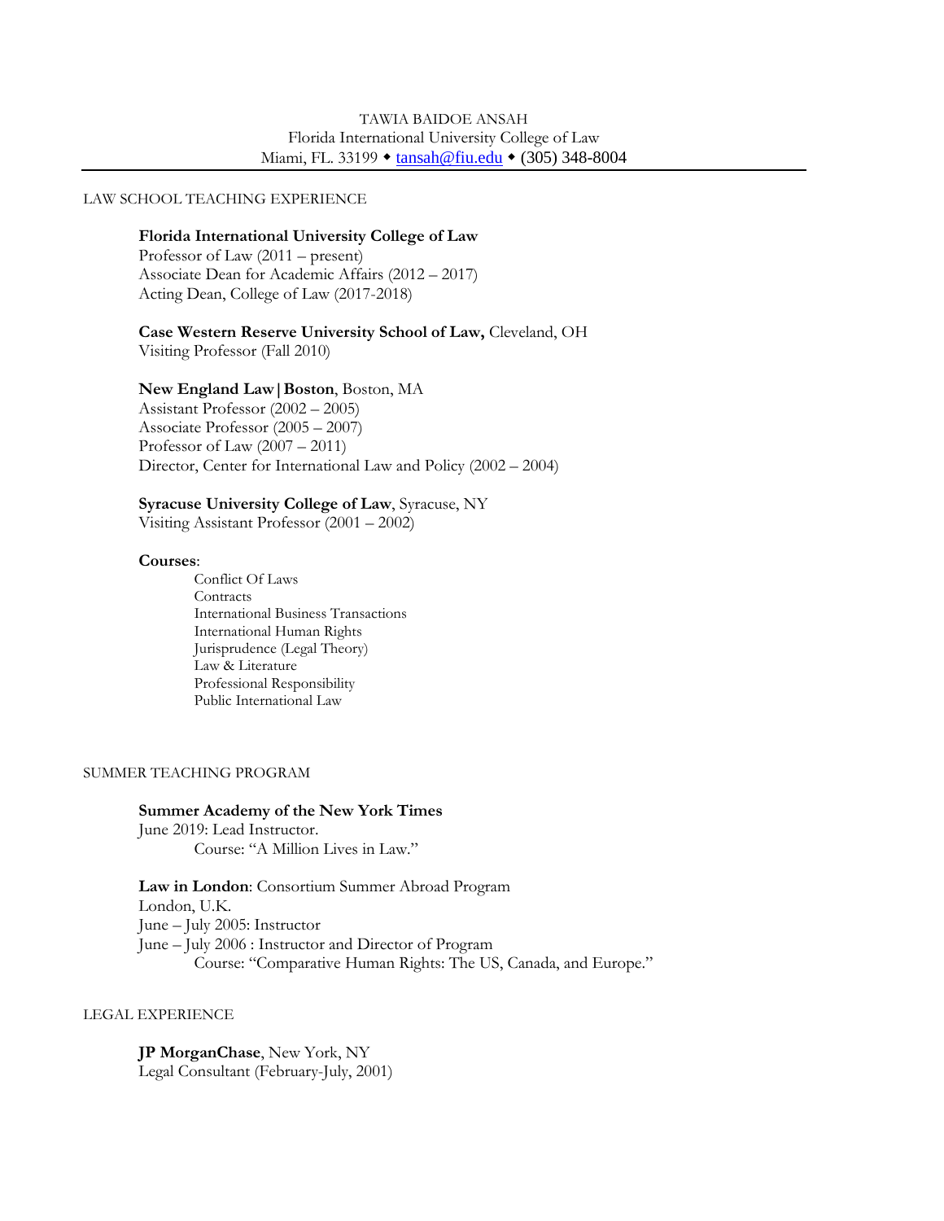# TAWIA BAIDOE ANSAH

Florida International University College of Law
Miami, FL. 33199 ◆ tansah@fiu.edu ◆ (305) 348-8004

## LAW SCHOOL TEACHING EXPERIENCE

**Florida International University College of Law**
Professor of Law (2011 – present)
Associate Dean for Academic Affairs (2012 – 2017)
Acting Dean, College of Law (2017-2018)

**Case Western Reserve University School of Law,** Cleveland, OH
Visiting Professor (Fall 2010)

**New England Law|Boston**, Boston, MA
Assistant Professor (2002 – 2005)
Associate Professor (2005 – 2007)
Professor of Law (2007 – 2011)
Director, Center for International Law and Policy (2002 – 2004)

**Syracuse University College of Law**, Syracuse, NY
Visiting Assistant Professor (2001 – 2002)

**Courses**:

- Conflict Of Laws
- Contracts
- International Business Transactions
- International Human Rights
- Jurisprudence (Legal Theory)
- Law & Literature
- Professional Responsibility
- Public International Law

## SUMMER TEACHING PROGRAM

**Summer Academy of the New York Times**
June 2019: Lead Instructor.
Course: "A Million Lives in Law."

**Law in London**: Consortium Summer Abroad Program
London, U.K.
June – July 2005: Instructor
June – July 2006 : Instructor and Director of Program
Course: "Comparative Human Rights: The US, Canada, and Europe."

## LEGAL EXPERIENCE

**JP MorganChase**, New York, NY
Legal Consultant (February-July, 2001)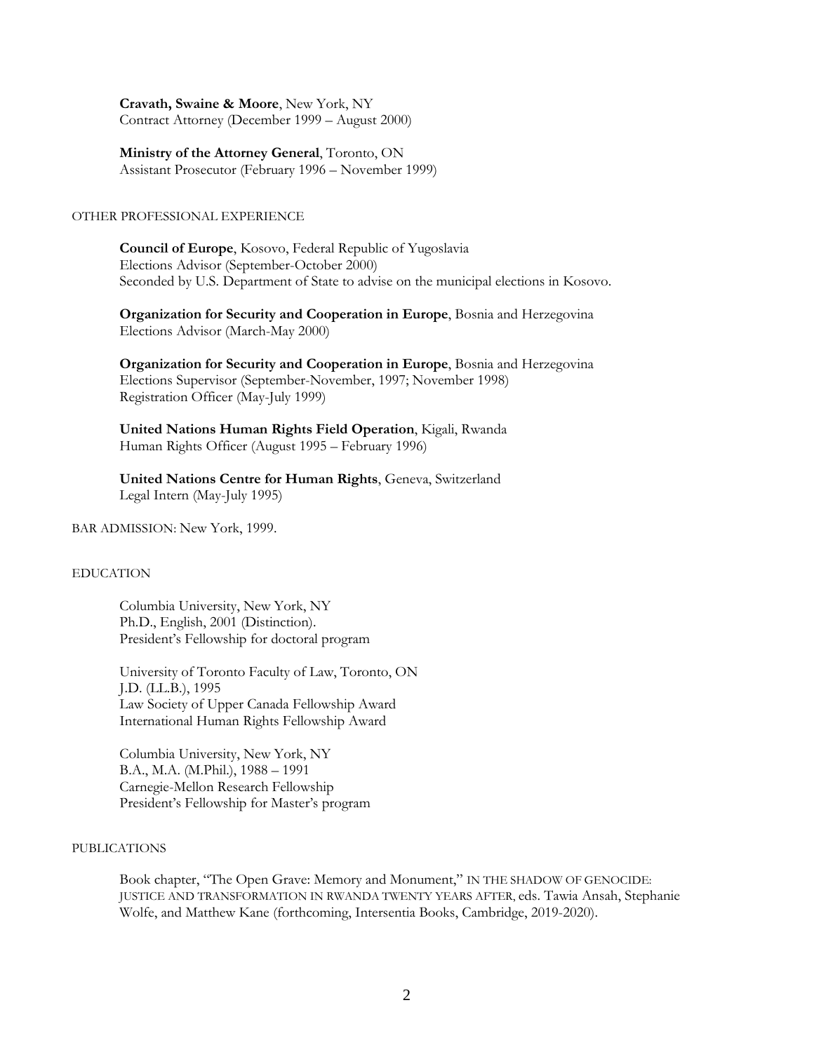**Cravath, Swaine & Moore**, New York, NY
Contract Attorney (December 1999 – August 2000)

**Ministry of the Attorney General**, Toronto, ON
Assistant Prosecutor (February 1996 – November 1999)

## OTHER PROFESSIONAL EXPERIENCE

**Council of Europe**, Kosovo, Federal Republic of Yugoslavia
Elections Advisor (September-October 2000)
Seconded by U.S. Department of State to advise on the municipal elections in Kosovo.

**Organization for Security and Cooperation in Europe**, Bosnia and Herzegovina
Elections Advisor (March-May 2000)

**Organization for Security and Cooperation in Europe**, Bosnia and Herzegovina
Elections Supervisor (September-November, 1997; November 1998)
Registration Officer (May-July 1999)

**United Nations Human Rights Field Operation**, Kigali, Rwanda
Human Rights Officer (August 1995 – February 1996)

**United Nations Centre for Human Rights**, Geneva, Switzerland
Legal Intern (May-July 1995)

BAR ADMISSION: New York, 1999.

## EDUCATION

Columbia University, New York, NY
Ph.D., English, 2001 (Distinction).
President's Fellowship for doctoral program

University of Toronto Faculty of Law, Toronto, ON
J.D. (LL.B.), 1995
Law Society of Upper Canada Fellowship Award
International Human Rights Fellowship Award

Columbia University, New York, NY
B.A., M.A. (M.Phil.), 1988 – 1991
Carnegie-Mellon Research Fellowship
President's Fellowship for Master's program

## PUBLICATIONS

Book chapter, "The Open Grave: Memory and Monument," IN THE SHADOW OF GENOCIDE: JUSTICE AND TRANSFORMATION IN RWANDA TWENTY YEARS AFTER, eds. Tawia Ansah, Stephanie Wolfe, and Matthew Kane (forthcoming, Intersentia Books, Cambridge, 2019-2020).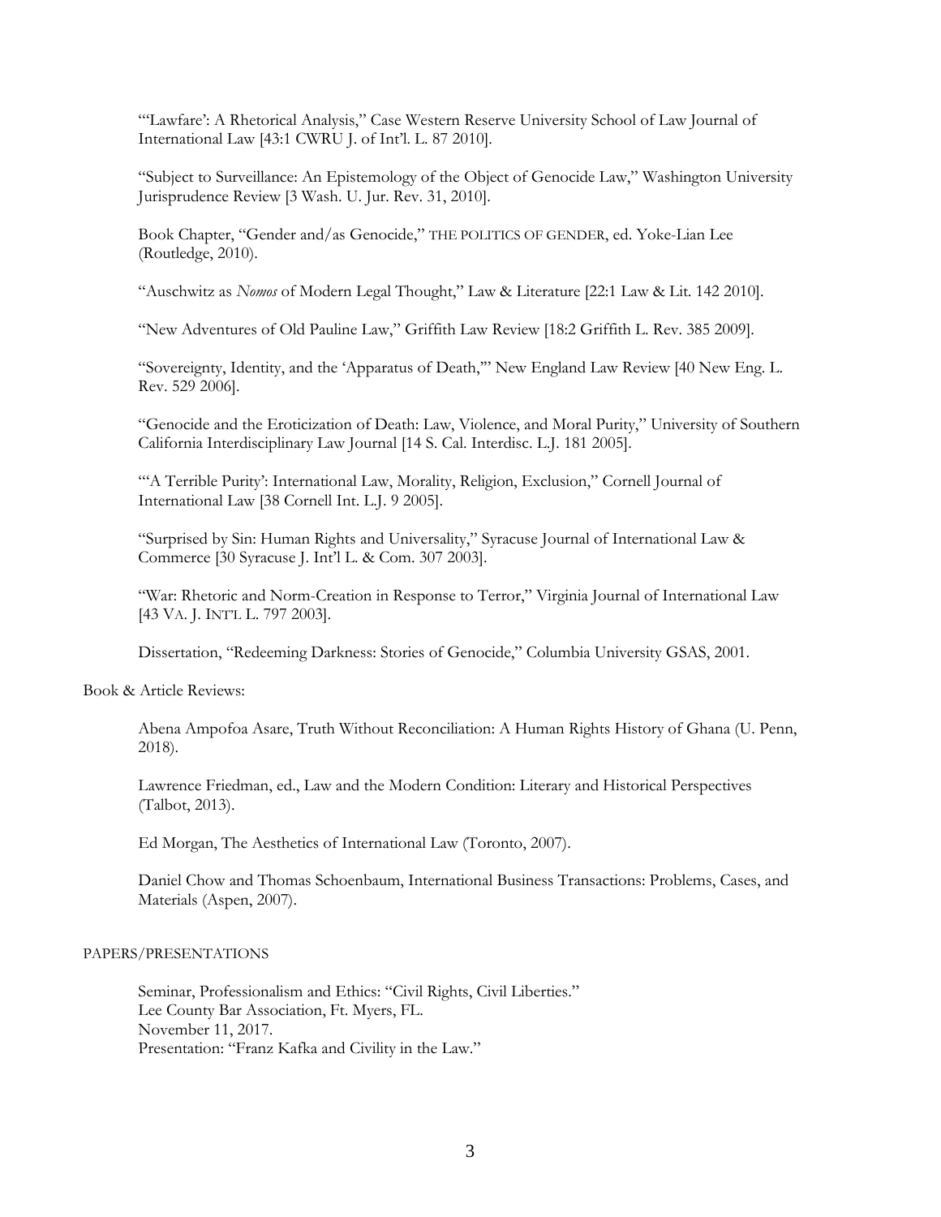"'Lawfare': A Rhetorical Analysis," Case Western Reserve University School of Law Journal of International Law [43:1 CWRU J. of Int'l. L. 87 2010].

"Subject to Surveillance: An Epistemology of the Object of Genocide Law," Washington University Jurisprudence Review [3 Wash. U. Jur. Rev. 31, 2010].

Book Chapter, "Gender and/as Genocide," THE POLITICS OF GENDER, ed. Yoke-Lian Lee (Routledge, 2010).

"Auschwitz as *Nomos* of Modern Legal Thought," Law & Literature [22:1 Law & Lit. 142 2010].

"New Adventures of Old Pauline Law," Griffith Law Review [18:2 Griffith L. Rev. 385 2009].

"Sovereignty, Identity, and the 'Apparatus of Death,'" New England Law Review [40 New Eng. L. Rev. 529 2006].

"Genocide and the Eroticization of Death: Law, Violence, and Moral Purity," University of Southern California Interdisciplinary Law Journal [14 S. Cal. Interdisc. L.J. 181 2005].

"'A Terrible Purity': International Law, Morality, Religion, Exclusion," Cornell Journal of International Law [38 Cornell Int. L.J. 9 2005].

"Surprised by Sin: Human Rights and Universality," Syracuse Journal of International Law & Commerce [30 Syracuse J. Int'l L. & Com. 307 2003].

"War: Rhetoric and Norm-Creation in Response to Terror," Virginia Journal of International Law [43 VA. J. INT'L L. 797 2003].

Dissertation, "Redeeming Darkness: Stories of Genocide," Columbia University GSAS, 2001.

Book & Article Reviews:

Abena Ampofoa Asare, Truth Without Reconciliation: A Human Rights History of Ghana (U. Penn, 2018).

Lawrence Friedman, ed., Law and the Modern Condition: Literary and Historical Perspectives (Talbot, 2013).

Ed Morgan, The Aesthetics of International Law (Toronto, 2007).

Daniel Chow and Thomas Schoenbaum, International Business Transactions: Problems, Cases, and Materials (Aspen, 2007).

PAPERS/PRESENTATIONS

Seminar, Professionalism and Ethics: "Civil Rights, Civil Liberties."
Lee County Bar Association, Ft. Myers, FL.
November 11, 2017.
Presentation: "Franz Kafka and Civility in the Law."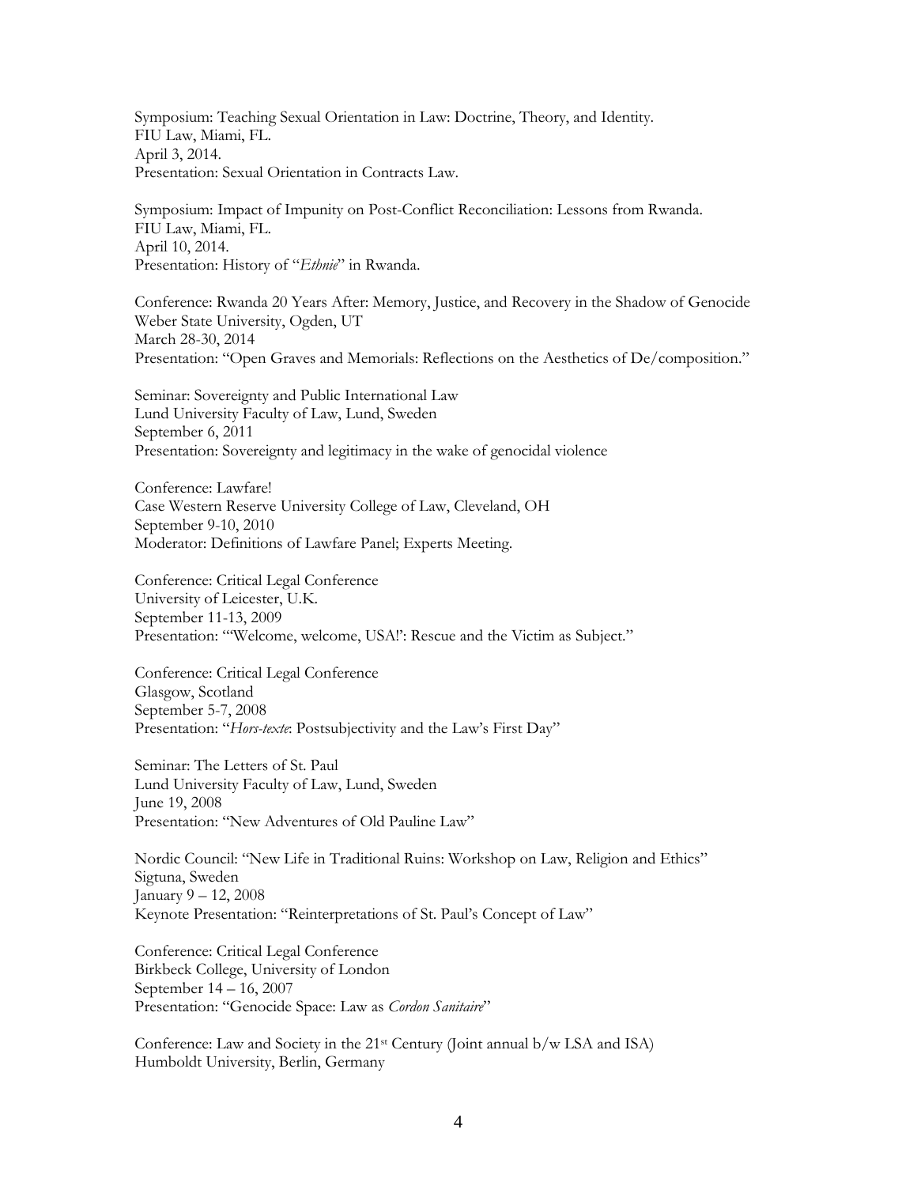Symposium: Teaching Sexual Orientation in Law: Doctrine, Theory, and Identity.
FIU Law, Miami, FL.
April 3, 2014.
Presentation: Sexual Orientation in Contracts Law.

Symposium: Impact of Impunity on Post-Conflict Reconciliation: Lessons from Rwanda.
FIU Law, Miami, FL.
April 10, 2014.
Presentation: History of "*Ethnie*" in Rwanda.

Conference: Rwanda 20 Years After: Memory, Justice, and Recovery in the Shadow of Genocide
Weber State University, Ogden, UT
March 28-30, 2014
Presentation: "Open Graves and Memorials: Reflections on the Aesthetics of De/composition."

Seminar: Sovereignty and Public International Law
Lund University Faculty of Law, Lund, Sweden
September 6, 2011
Presentation: Sovereignty and legitimacy in the wake of genocidal violence

Conference: Lawfare!
Case Western Reserve University College of Law, Cleveland, OH
September 9-10, 2010
Moderator: Definitions of Lawfare Panel; Experts Meeting.

Conference: Critical Legal Conference
University of Leicester, U.K.
September 11-13, 2009
Presentation: "'Welcome, welcome, USA!': Rescue and the Victim as Subject."

Conference: Critical Legal Conference
Glasgow, Scotland
September 5-7, 2008
Presentation: "*Hors-texte*: Postsubjectivity and the Law's First Day"

Seminar: The Letters of St. Paul
Lund University Faculty of Law, Lund, Sweden
June 19, 2008
Presentation: "New Adventures of Old Pauline Law"

Nordic Council: "New Life in Traditional Ruins: Workshop on Law, Religion and Ethics"
Sigtuna, Sweden
January 9 – 12, 2008
Keynote Presentation: "Reinterpretations of St. Paul's Concept of Law"

Conference: Critical Legal Conference
Birkbeck College, University of London
September 14 – 16, 2007
Presentation: "Genocide Space: Law as *Cordon Sanitaire*"

Conference: Law and Society in the 21st Century (Joint annual b/w LSA and ISA)
Humboldt University, Berlin, Germany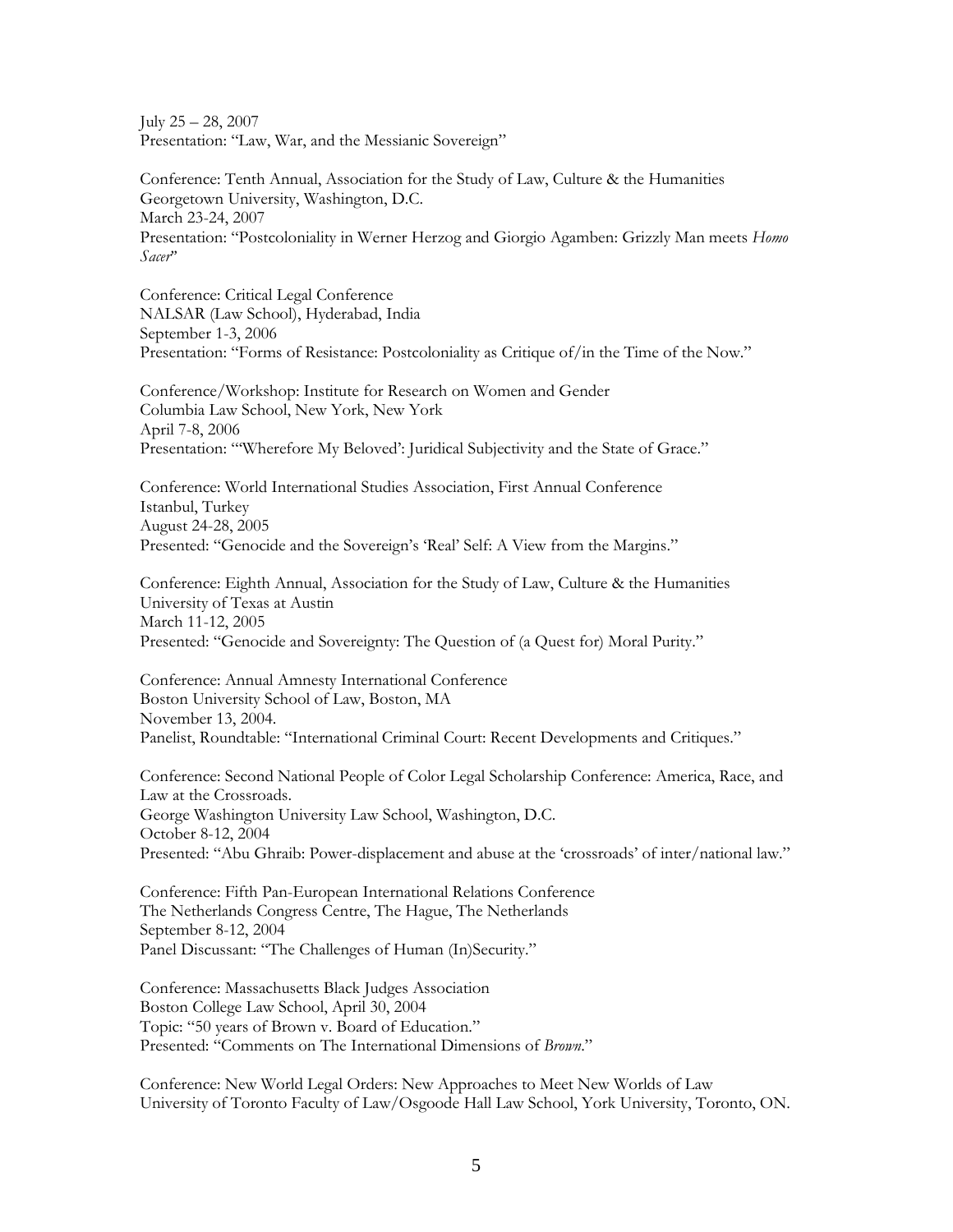July 25 – 28, 2007
Presentation: "Law, War, and the Messianic Sovereign"

Conference: Tenth Annual, Association for the Study of Law, Culture & the Humanities
Georgetown University, Washington, D.C.
March 23-24, 2007
Presentation: "Postcoloniality in Werner Herzog and Giorgio Agamben: Grizzly Man meets *Homo Sacer*"

Conference: Critical Legal Conference
NALSAR (Law School), Hyderabad, India
September 1-3, 2006
Presentation: "Forms of Resistance: Postcoloniality as Critique of/in the Time of the Now."

Conference/Workshop: Institute for Research on Women and Gender
Columbia Law School, New York, New York
April 7-8, 2006
Presentation: "'Wherefore My Beloved': Juridical Subjectivity and the State of Grace."

Conference: World International Studies Association, First Annual Conference
Istanbul, Turkey
August 24-28, 2005
Presented: "Genocide and the Sovereign's 'Real' Self: A View from the Margins."

Conference: Eighth Annual, Association for the Study of Law, Culture & the Humanities
University of Texas at Austin
March 11-12, 2005
Presented: "Genocide and Sovereignty: The Question of (a Quest for) Moral Purity."

Conference: Annual Amnesty International Conference
Boston University School of Law, Boston, MA
November 13, 2004.
Panelist, Roundtable: "International Criminal Court: Recent Developments and Critiques."

Conference: Second National People of Color Legal Scholarship Conference: America, Race, and Law at the Crossroads.
George Washington University Law School, Washington, D.C.
October 8-12, 2004
Presented: "Abu Ghraib: Power-displacement and abuse at the 'crossroads' of inter/national law."

Conference: Fifth Pan-European International Relations Conference
The Netherlands Congress Centre, The Hague, The Netherlands
September 8-12, 2004
Panel Discussant: "The Challenges of Human (In)Security."

Conference: Massachusetts Black Judges Association
Boston College Law School, April 30, 2004
Topic: "50 years of Brown v. Board of Education."
Presented: "Comments on The International Dimensions of *Brown*."

Conference: New World Legal Orders: New Approaches to Meet New Worlds of Law
University of Toronto Faculty of Law/Osgoode Hall Law School, York University, Toronto, ON.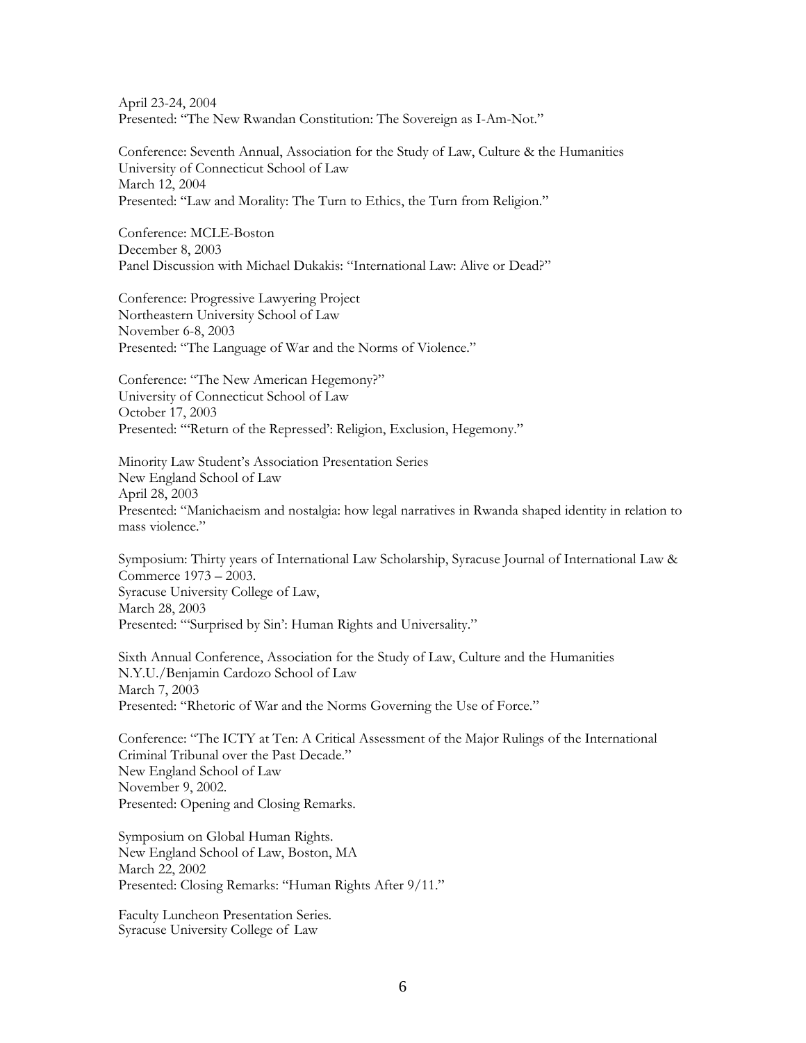April 23-24, 2004
Presented: "The New Rwandan Constitution: The Sovereign as I-Am-Not."

Conference: Seventh Annual, Association for the Study of Law, Culture & the Humanities
University of Connecticut School of Law
March 12, 2004
Presented: "Law and Morality: The Turn to Ethics, the Turn from Religion."

Conference: MCLE-Boston
December 8, 2003
Panel Discussion with Michael Dukakis: "International Law: Alive or Dead?"

Conference: Progressive Lawyering Project
Northeastern University School of Law
November 6-8, 2003
Presented: "The Language of War and the Norms of Violence."

Conference: "The New American Hegemony?"
University of Connecticut School of Law
October 17, 2003
Presented: "'Return of the Repressed': Religion, Exclusion, Hegemony."

Minority Law Student's Association Presentation Series
New England School of Law
April 28, 2003
Presented: "Manichaeism and nostalgia: how legal narratives in Rwanda shaped identity in relation to mass violence."

Symposium: Thirty years of International Law Scholarship, Syracuse Journal of International Law & Commerce 1973 – 2003.
Syracuse University College of Law,
March 28, 2003
Presented: "'Surprised by Sin': Human Rights and Universality."

Sixth Annual Conference, Association for the Study of Law, Culture and the Humanities
N.Y.U./Benjamin Cardozo School of Law
March 7, 2003
Presented: "Rhetoric of War and the Norms Governing the Use of Force."

Conference: "The ICTY at Ten: A Critical Assessment of the Major Rulings of the International Criminal Tribunal over the Past Decade."
New England School of Law
November 9, 2002.
Presented: Opening and Closing Remarks.

Symposium on Global Human Rights.
New England School of Law, Boston, MA
March 22, 2002
Presented: Closing Remarks: "Human Rights After 9/11."

Faculty Luncheon Presentation Series.
Syracuse University College of Law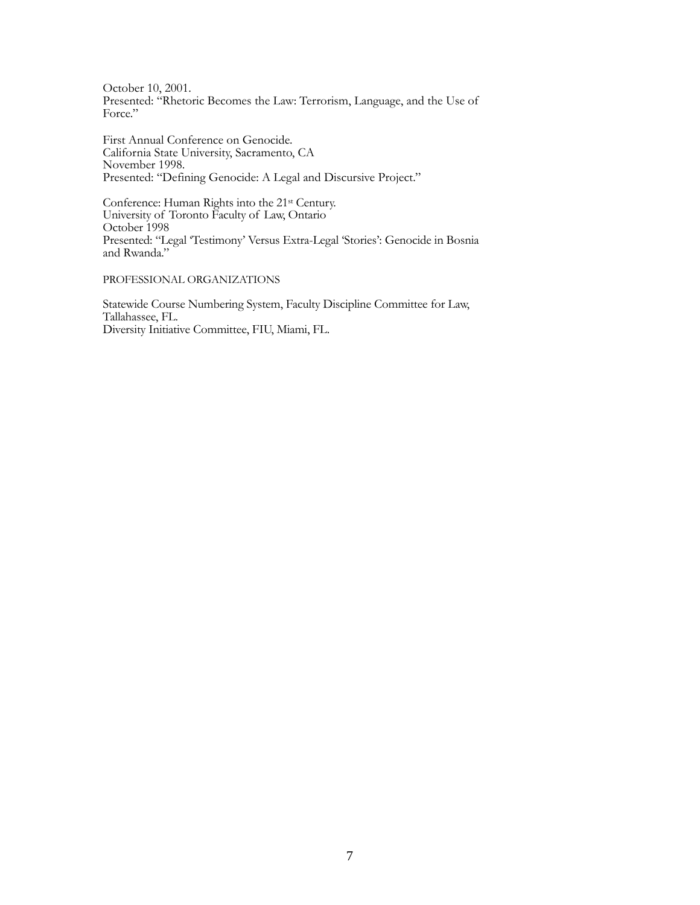October 10, 2001.
Presented: "Rhetoric Becomes the Law: Terrorism, Language, and the Use of Force."

First Annual Conference on Genocide.
California State University, Sacramento, CA
November 1998.
Presented: "Defining Genocide: A Legal and Discursive Project."

Conference: Human Rights into the 21st Century.
University of Toronto Faculty of Law, Ontario
October 1998
Presented: "Legal 'Testimony' Versus Extra-Legal 'Stories': Genocide in Bosnia and Rwanda."

## PROFESSIONAL ORGANIZATIONS

Statewide Course Numbering System, Faculty Discipline Committee for Law, Tallahassee, FL.
Diversity Initiative Committee, FIU, Miami, FL.